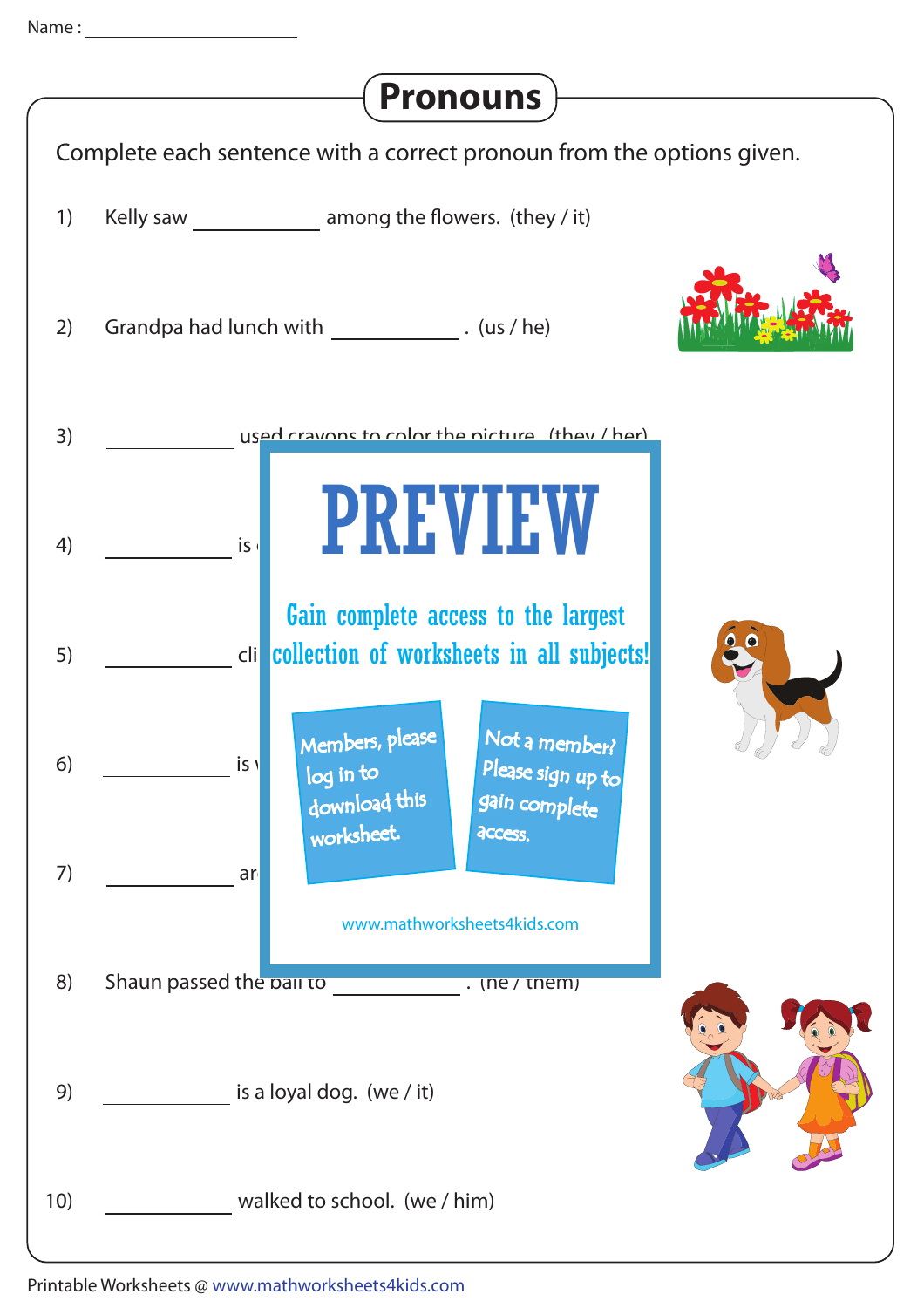Name : ____________________

# Pronouns

Complete each sentence with a correct pronoun from the options given.

1) Kelly saw __________ among the flowers. (they / it)

2) Grandpa had lunch with __________ . (us / he)

3) __________ used crayons to color the picture. (they / her)

4) __________ is

5) __________ cli

6) __________ is

7) __________ ar

PREVIEW

Gain complete access to the largest collection of worksheets in all subjects!

Members, please log in to download this worksheet.

Not a member? Please sign up to gain complete access.

www.mathworksheets4kids.com

8) Shaun passed the ball to __________ . (he / them)

9) __________ is a loyal dog. (we / it)

10) __________ walked to school. (we / him)

Printable Worksheets @ www.mathworksheets4kids.com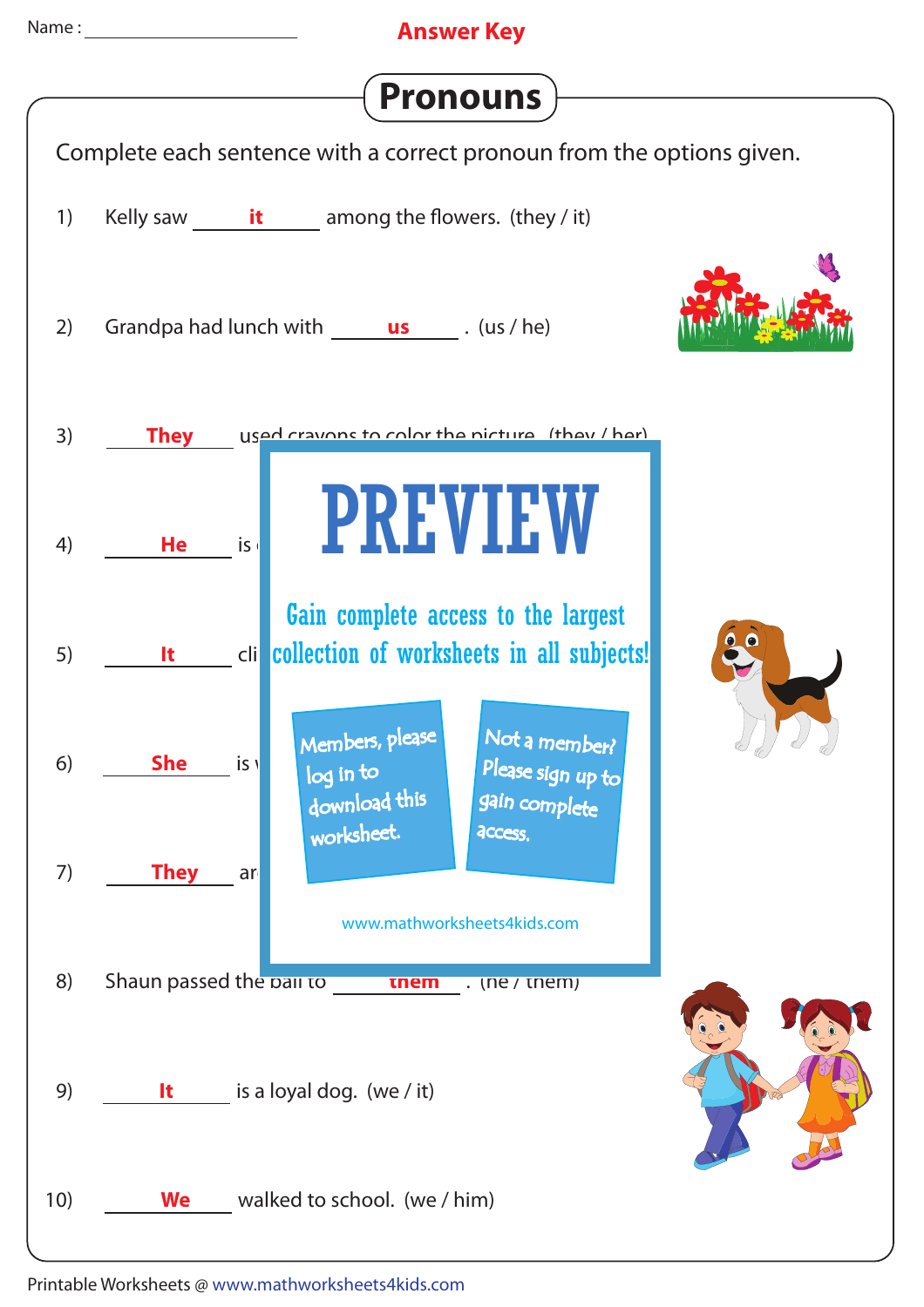Name : ____________________

**Answer Key**

# Pronouns

Complete each sentence with a correct pronoun from the options given.

1) Kelly saw **it** among the flowers. (they / it)

2) Grandpa had lunch with **us** . (us / he)

3) **They** used crayons to color the picture. (they / her)

4) **He** is

5) **It** cli

6) **She** is

7) **They** ar

PREVIEW

Gain complete access to the largest collection of worksheets in all subjects!

Members, please log in to download this worksheet.

Not a member? Please sign up to gain complete access.

www.mathworksheets4kids.com

8) Shaun passed the ball to **them** . (he / them)

9) **It** is a loyal dog. (we / it)

10) **We** walked to school. (we / him)

Printable Worksheets @ www.mathworksheets4kids.com